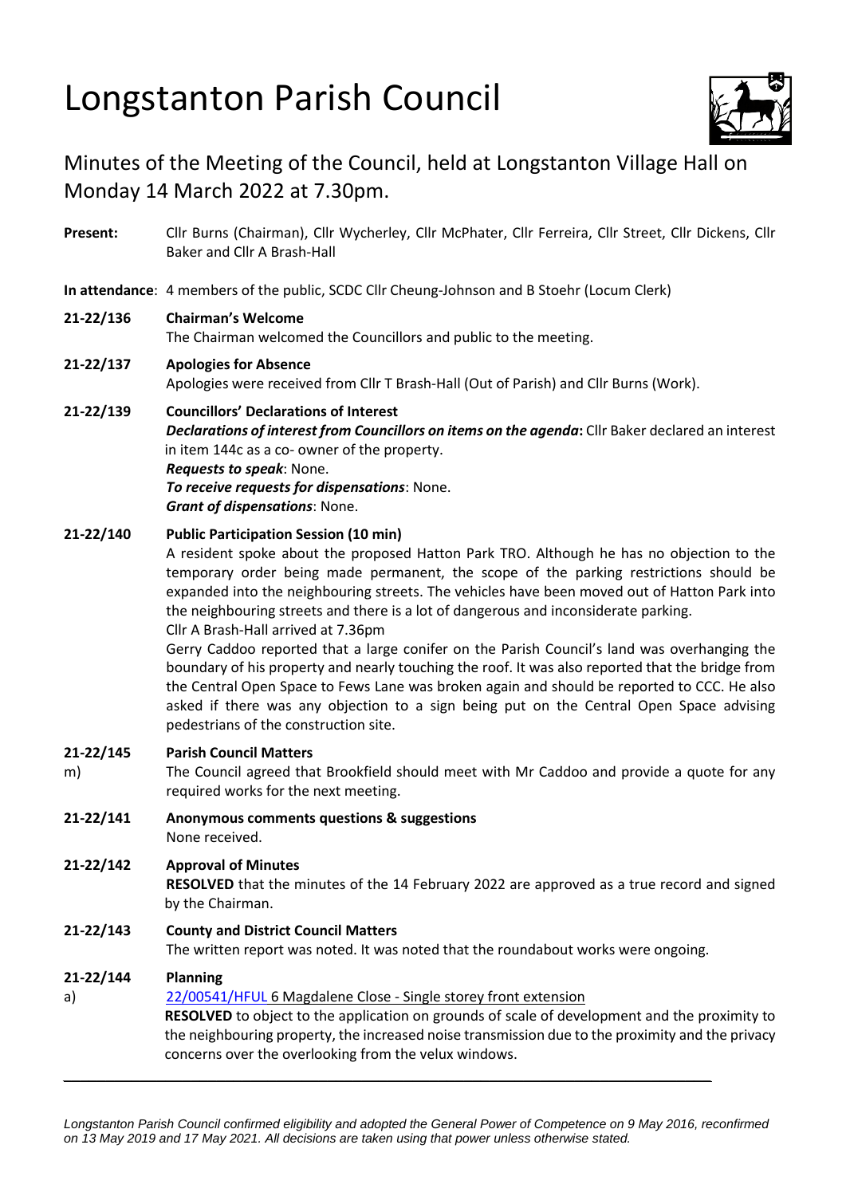# Longstanton Parish Council

## Minutes of the Meeting of the Council, held at Longstanton Village Hall on Monday 14 March 2022 at 7.30pm.

**Present:** Cllr Burns (Chairman), Cllr Wycherley, Cllr McPhater, Cllr Ferreira, Cllr Street, Cllr Dickens, Cllr Baker and Cllr A Brash-Hall

**In attendance**: 4 members of the public, SCDC Cllr Cheung-Johnson and B Stoehr (Locum Clerk)

**21-22/136 Chairman's Welcome**
The Chairman welcomed the Councillors and public to the meeting.

**21-22/137 Apologies for Absence**
Apologies were received from Cllr T Brash-Hall (Out of Parish) and Cllr Burns (Work).

**21-22/139 Councillors' Declarations of Interest**
***Declarations of interest from Councillors on items on the agenda*:** Cllr Baker declared an interest in item 144c as a co- owner of the property.
***Requests to speak***: None.
***To receive requests for dispensations***: None.
***Grant of dispensations***: None.

**21-22/140 Public Participation Session (10 min)**
A resident spoke about the proposed Hatton Park TRO. Although he has no objection to the temporary order being made permanent, the scope of the parking restrictions should be expanded into the neighbouring streets. The vehicles have been moved out of Hatton Park into the neighbouring streets and there is a lot of dangerous and inconsiderate parking.
Cllr A Brash-Hall arrived at 7.36pm
Gerry Caddoo reported that a large conifer on the Parish Council's land was overhanging the boundary of his property and nearly touching the roof. It was also reported that the bridge from the Central Open Space to Fews Lane was broken again and should be reported to CCC. He also asked if there was any objection to a sign being put on the Central Open Space advising pedestrians of the construction site.

**21-22/145 m) Parish Council Matters**
The Council agreed that Brookfield should meet with Mr Caddoo and provide a quote for any required works for the next meeting.

**21-22/141 Anonymous comments questions & suggestions**
None received.

**21-22/142 Approval of Minutes**
**RESOLVED** that the minutes of the 14 February 2022 are approved as a true record and signed by the Chairman.

**21-22/143 County and District Council Matters**
The written report was noted. It was noted that the roundabout works were ongoing.

**21-22/144 Planning**

a) 22/00541/HFUL 6 Magdalene Close - Single storey front extension
**RESOLVED** to object to the application on grounds of scale of development and the proximity to the neighbouring property, the increased noise transmission due to the proximity and the privacy concerns over the overlooking from the velux windows.

*Longstanton Parish Council confirmed eligibility and adopted the General Power of Competence on 9 May 2016, reconfirmed on 13 May 2019 and 17 May 2021. All decisions are taken using that power unless otherwise stated.*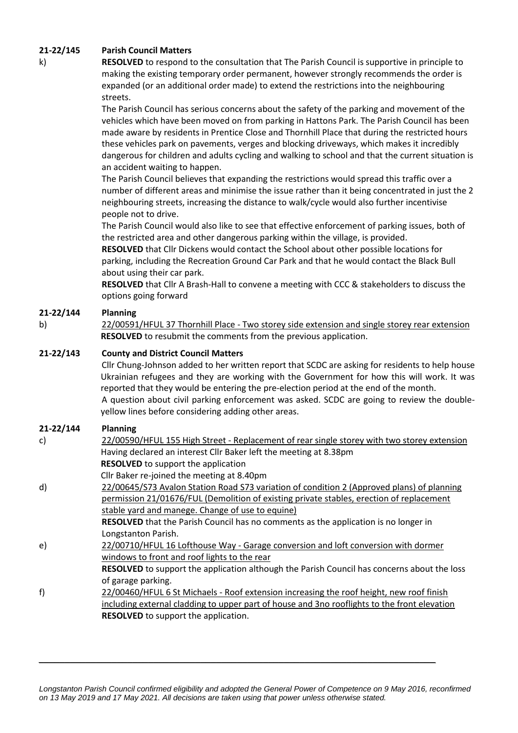**21-22/145 Parish Council Matters**

k) **RESOLVED** to respond to the consultation that The Parish Council is supportive in principle to making the existing temporary order permanent, however strongly recommends the order is expanded (or an additional order made) to extend the restrictions into the neighbouring streets.

The Parish Council has serious concerns about the safety of the parking and movement of the vehicles which have been moved on from parking in Hattons Park. The Parish Council has been made aware by residents in Prentice Close and Thornhill Place that during the restricted hours these vehicles park on pavements, verges and blocking driveways, which makes it incredibly dangerous for children and adults cycling and walking to school and that the current situation is an accident waiting to happen.

The Parish Council believes that expanding the restrictions would spread this traffic over a number of different areas and minimise the issue rather than it being concentrated in just the 2 neighbouring streets, increasing the distance to walk/cycle would also further incentivise people not to drive.

The Parish Council would also like to see that effective enforcement of parking issues, both of the restricted area and other dangerous parking within the village, is provided.

**RESOLVED** that Cllr Dickens would contact the School about other possible locations for parking, including the Recreation Ground Car Park and that he would contact the Black Bull about using their car park.

**RESOLVED** that Cllr A Brash-Hall to convene a meeting with CCC & stakeholders to discuss the options going forward

**21-22/144 Planning**

b) 22/00591/HFUL 37 Thornhill Place - Two storey side extension and single storey rear extension

**RESOLVED** to resubmit the comments from the previous application.

**21-22/143 County and District Council Matters**

Cllr Chung-Johnson added to her written report that SCDC are asking for residents to help house Ukrainian refugees and they are working with the Government for how this will work. It was reported that they would be entering the pre-election period at the end of the month.

A question about civil parking enforcement was asked. SCDC are going to review the double-yellow lines before considering adding other areas.

**21-22/144 Planning**

c) 22/00590/HFUL 155 High Street - Replacement of rear single storey with two storey extension

Having declared an interest Cllr Baker left the meeting at 8.38pm

**RESOLVED** to support the application

Cllr Baker re-joined the meeting at 8.40pm

d) 22/00645/S73 Avalon Station Road S73 variation of condition 2 (Approved plans) of planning permission 21/01676/FUL (Demolition of existing private stables, erection of replacement stable yard and manege. Change of use to equine)

**RESOLVED** that the Parish Council has no comments as the application is no longer in Longstanton Parish.

e) 22/00710/HFUL 16 Lofthouse Way - Garage conversion and loft conversion with dormer windows to front and roof lights to the rear

**RESOLVED** to support the application although the Parish Council has concerns about the loss of garage parking.

f) 22/00460/HFUL 6 St Michaels - Roof extension increasing the roof height, new roof finish including external cladding to upper part of house and 3no rooflights to the front elevation

**RESOLVED** to support the application.

*Longstanton Parish Council confirmed eligibility and adopted the General Power of Competence on 9 May 2016, reconfirmed on 13 May 2019 and 17 May 2021. All decisions are taken using that power unless otherwise stated.*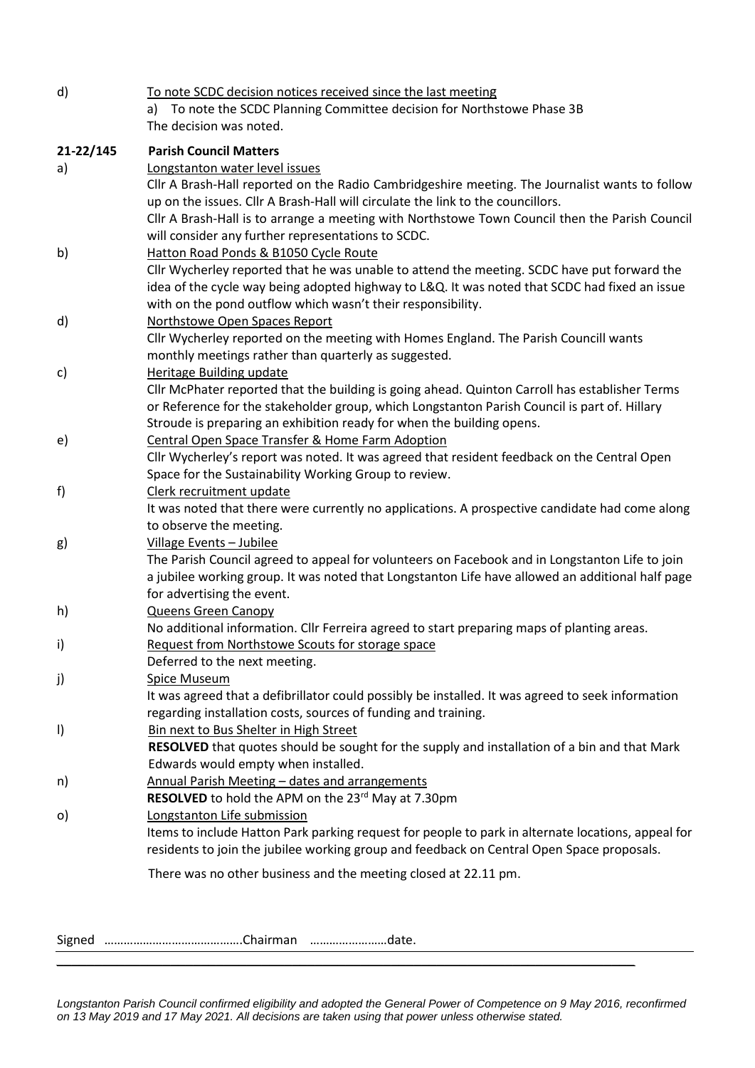d) To note SCDC decision notices received since the last meeting

a) To note the SCDC Planning Committee decision for Northstowe Phase 3B
The decision was noted.

**21-22/145 Parish Council Matters**

a) Longstanton water level issues
Cllr A Brash-Hall reported on the Radio Cambridgeshire meeting. The Journalist wants to follow up on the issues. Cllr A Brash-Hall will circulate the link to the councillors.
Cllr A Brash-Hall is to arrange a meeting with Northstowe Town Council then the Parish Council will consider any further representations to SCDC.

b) Hatton Road Ponds & B1050 Cycle Route
Cllr Wycherley reported that he was unable to attend the meeting. SCDC have put forward the idea of the cycle way being adopted highway to L&Q. It was noted that SCDC had fixed an issue with on the pond outflow which wasn't their responsibility.

d) Northstowe Open Spaces Report
Cllr Wycherley reported on the meeting with Homes England. The Parish Councill wants monthly meetings rather than quarterly as suggested.

c) Heritage Building update
Cllr McPhater reported that the building is going ahead. Quinton Carroll has establisher Terms or Reference for the stakeholder group, which Longstanton Parish Council is part of. Hillary Stroude is preparing an exhibition ready for when the building opens.

e) Central Open Space Transfer & Home Farm Adoption
Cllr Wycherley's report was noted. It was agreed that resident feedback on the Central Open Space for the Sustainability Working Group to review.

f) Clerk recruitment update
It was noted that there were currently no applications. A prospective candidate had come along to observe the meeting.

g) Village Events – Jubilee
The Parish Council agreed to appeal for volunteers on Facebook and in Longstanton Life to join a jubilee working group. It was noted that Longstanton Life have allowed an additional half page for advertising the event.

h) Queens Green Canopy
No additional information. Cllr Ferreira agreed to start preparing maps of planting areas.

i) Request from Northstowe Scouts for storage space
Deferred to the next meeting.

j) Spice Museum
It was agreed that a defibrillator could possibly be installed. It was agreed to seek information regarding installation costs, sources of funding and training.

l) Bin next to Bus Shelter in High Street
**RESOLVED** that quotes should be sought for the supply and installation of a bin and that Mark Edwards would empty when installed.

n) Annual Parish Meeting – dates and arrangements
**RESOLVED** to hold the APM on the 23rd May at 7.30pm

o) Longstanton Life submission
Items to include Hatton Park parking request for people to park in alternate locations, appeal for residents to join the jubilee working group and feedback on Central Open Space proposals.

There was no other business and the meeting closed at 22.11 pm.

Signed ……………………………………Chairman ……………………date.

*Longstanton Parish Council confirmed eligibility and adopted the General Power of Competence on 9 May 2016, reconfirmed on 13 May 2019 and 17 May 2021. All decisions are taken using that power unless otherwise stated.*